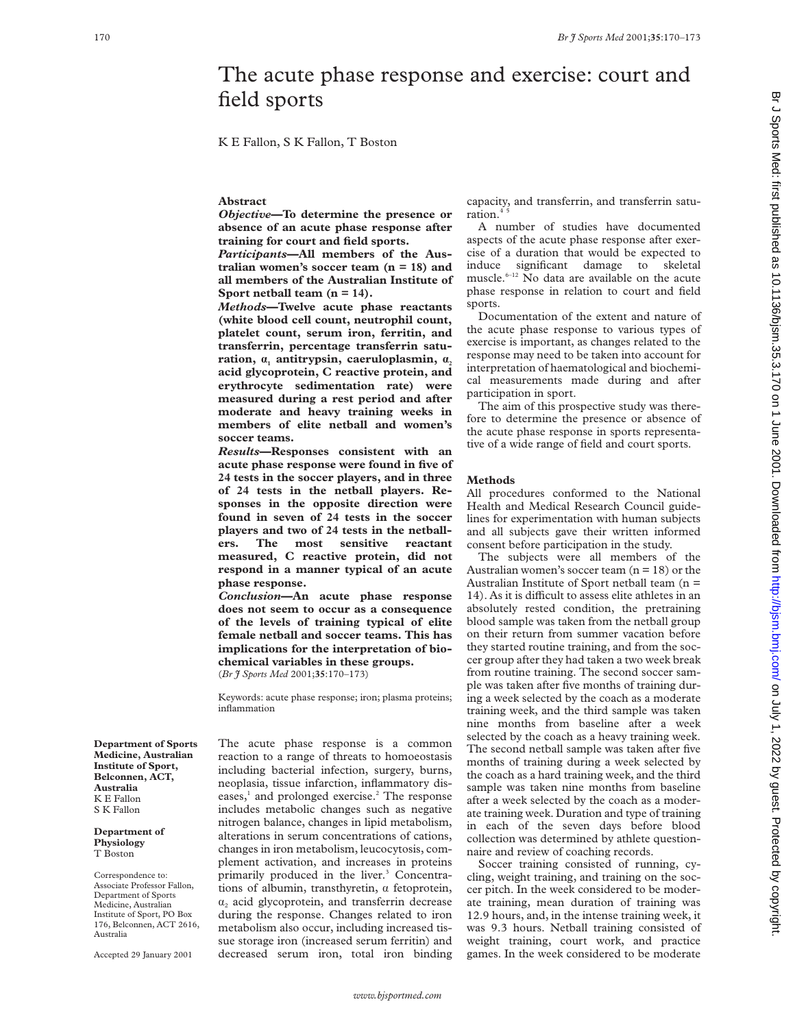# The acute phase response and exercise: court and field sports

K E Fallon, S K Fallon, T Boston

## Abstract

***Objective*—To determine the presence or absence of an acute phase response after training for court and field sports.**

***Participants*—All members of the Australian women's soccer team (n = 18) and all members of the Australian Institute of Sport netball team (n = 14).**

***Methods*—Twelve acute phase reactants (white blood cell count, neutrophil count, platelet count, serum iron, ferritin, and transferrin, percentage transferrin saturation, $\alpha_1$ antitrypsin, caeruloplasmin, $\alpha_2$ acid glycoprotein, C reactive protein, and erythrocyte sedimentation rate) were measured during a rest period and after moderate and heavy training weeks in members of elite netball and women's soccer teams.**

***Results*—Responses consistent with an acute phase response were found in five of 24 tests in the soccer players, and in three of 24 tests in the netball players. Responses in the opposite direction were found in seven of 24 tests in the soccer players and two of 24 tests in the netballers. The most sensitive reactant measured, C reactive protein, did not respond in a manner typical of an acute phase response.**

***Conclusion*—An acute phase response does not seem to occur as a consequence of the levels of training typical of elite female netball and soccer teams. This has implications for the interpretation of biochemical variables in these groups.**

(*Br J Sports Med* 2001;**35**:170–173)

Keywords: acute phase response; iron; plasma proteins; inflammation

**Department of Sports Medicine, Australian Institute of Sport, Belconnen, ACT, Australia**
K E Fallon
S K Fallon

**Department of Physiology**
T Boston

Correspondence to: Associate Professor Fallon, Department of Sports Medicine, Australian Institute of Sport, PO Box 176, Belconnen, ACT 2616, Australia

Accepted 29 January 2001

The acute phase response is a common reaction to a range of threats to homoeostasis including bacterial infection, surgery, burns, neoplasia, tissue infarction, inflammatory diseases,[1] and prolonged exercise.[2] The response includes metabolic changes such as negative nitrogen balance, changes in lipid metabolism, alterations in serum concentrations of cations, changes in iron metabolism, leucocytosis, complement activation, and increases in proteins primarily produced in the liver.[3] Concentrations of albumin, transthyretin, α fetoprotein, $\alpha_2$ acid glycoprotein, and transferrin decrease during the response. Changes related to iron metabolism also occur, including increased tissue storage iron (increased serum ferritin) and decreased serum iron, total iron binding capacity, and transferrin, and transferrin saturation.[4 5]

A number of studies have documented aspects of the acute phase response after exercise of a duration that would be expected to induce significant damage to skeletal muscle.[6–12] No data are available on the acute phase response in relation to court and field sports.

Documentation of the extent and nature of the acute phase response to various types of exercise is important, as changes related to the response may need to be taken into account for interpretation of haematological and biochemical measurements made during and after participation in sport.

The aim of this prospective study was therefore to determine the presence or absence of the acute phase response in sports representative of a wide range of field and court sports.

## Methods

All procedures conformed to the National Health and Medical Research Council guidelines for experimentation with human subjects and all subjects gave their written informed consent before participation in the study.

The subjects were all members of the Australian women's soccer team (n = 18) or the Australian Institute of Sport netball team (n = 14). As it is difficult to assess elite athletes in an absolutely rested condition, the pretraining blood sample was taken from the netball group on their return from summer vacation before they started routine training, and from the soccer group after they had taken a two week break from routine training. The second soccer sample was taken after five months of training during a week selected by the coach as a moderate training week, and the third sample was taken nine months from baseline after a week selected by the coach as a heavy training week. The second netball sample was taken after five months of training during a week selected by the coach as a hard training week, and the third sample was taken nine months from baseline after a week selected by the coach as a moderate training week. Duration and type of training in each of the seven days before blood collection was determined by athlete questionnaire and review of coaching records.

Soccer training consisted of running, cycling, weight training, and training on the soccer pitch. In the week considered to be moderate training, mean duration of training was 12.9 hours, and, in the intense training week, it was 9.3 hours. Netball training consisted of weight training, court work, and practice games. In the week considered to be moderate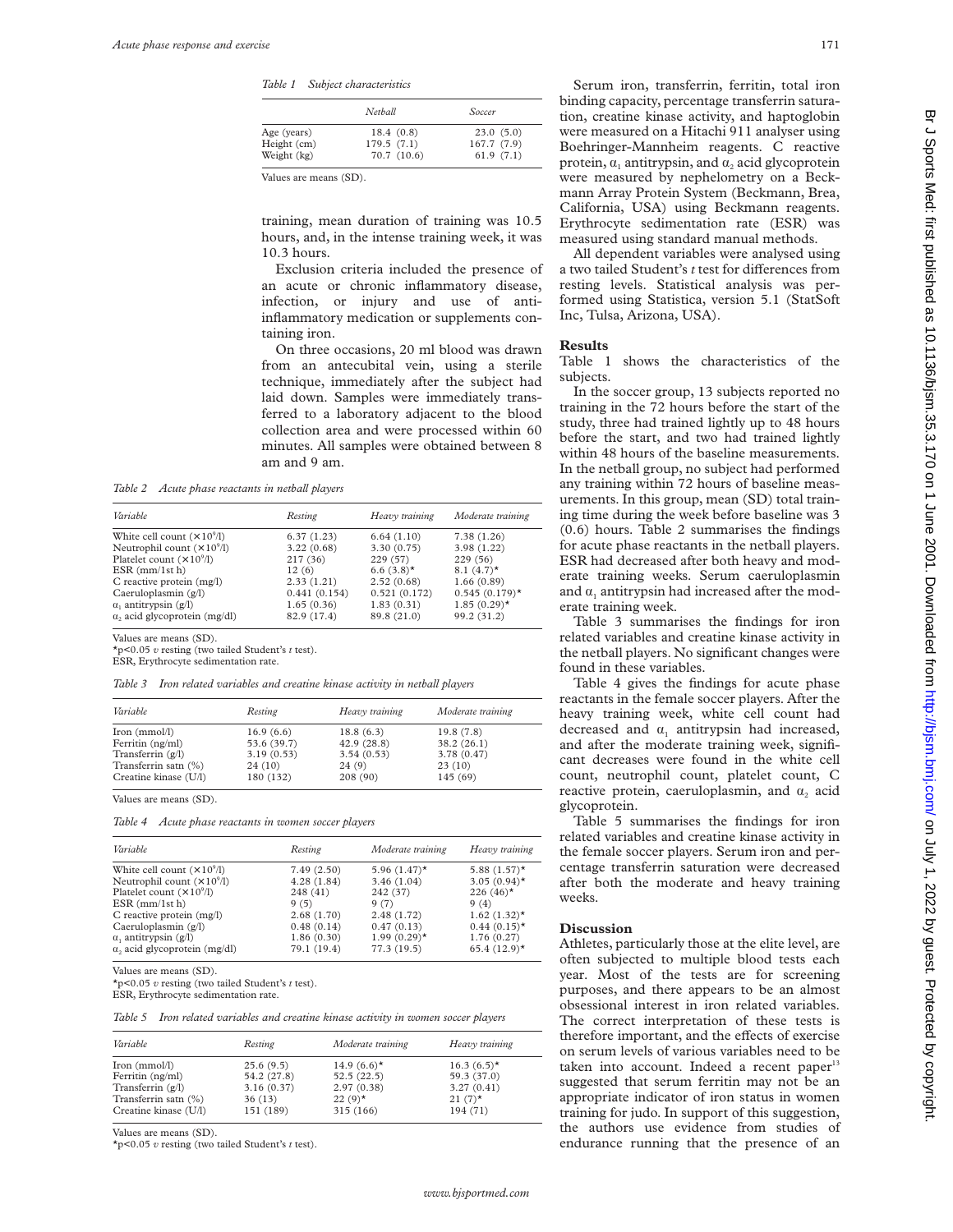Table 1 Subject characteristics

| | Netball | Soccer |
|---|---|---|
| Age (years) | 18.4 (0.8) | 23.0 (5.0) |
| Height (cm) | 179.5 (7.1) | 167.7 (7.9) |
| Weight (kg) | 70.7 (10.6) | 61.9 (7.1) |

Values are means (SD).

training, mean duration of training was 10.5 hours, and, in the intense training week, it was 10.3 hours.

Exclusion criteria included the presence of an acute or chronic inflammatory disease, infection, or injury and use of anti-inflammatory medication or supplements containing iron.

On three occasions, 20 ml blood was drawn from an antecubital vein, using a sterile technique, immediately after the subject had laid down. Samples were immediately transferred to a laboratory adjacent to the blood collection area and were processed within 60 minutes. All samples were obtained between 8 am and 9 am.

Table 2 Acute phase reactants in netball players

| Variable | Resting | Heavy training | Moderate training |
|---|---|---|---|
| White cell count ($\times 10^9$/l) | 6.37 (1.23) | 6.64 (1.10) | 7.38 (1.26) |
| Neutrophil count ($\times 10^9$/l) | 3.22 (0.68) | 3.30 (0.75) | 3.98 (1.22) |
| Platelet count ($\times 10^9$/l) | 217 (36) | 229 (57) | 229 (56) |
| ESR (mm/1st h) | 12 (6) | 6.6 (3.8)* | 8.1 (4.7)* |
| C reactive protein (mg/l) | 2.33 (1.21) | 2.52 (0.68) | 1.66 (0.89) |
| Caeruloplasmin (g/l) | 0.441 (0.154) | 0.521 (0.172) | 0.545 (0.179)* |
| $\alpha_1$ antitrypsin (g/l) | 1.65 (0.36) | 1.83 (0.31) | 1.85 (0.29)* |
| $\alpha_2$ acid glycoprotein (mg/dl) | 82.9 (17.4) | 89.8 (21.0) | 99.2 (31.2) |

Values are means (SD).
*p<0.05 *v* resting (two tailed Student's *t* test).
ESR, Erythrocyte sedimentation rate.

Table 3 Iron related variables and creatine kinase activity in netball players

| Variable | Resting | Heavy training | Moderate training |
|---|---|---|---|
| Iron (mmol/l) | 16.9 (6.6) | 18.8 (6.3) | 19.8 (7.8) |
| Ferritin (ng/ml) | 53.6 (39.7) | 42.9 (28.8) | 38.2 (26.1) |
| Transferrin (g/l) | 3.19 (0.53) | 3.54 (0.53) | 3.78 (0.47) |
| Transferrin satn (%) | 24 (10) | 24 (9) | 23 (10) |
| Creatine kinase (U/l) | 180 (132) | 208 (90) | 145 (69) |

Values are means (SD).

Table 4 Acute phase reactants in women soccer players

| Variable | Resting | Moderate training | Heavy training |
|---|---|---|---|
| White cell count ($\times 10^9$/l) | 7.49 (2.50) | 5.96 (1.47)* | 5.88 (1.57)* |
| Neutrophil count ($\times 10^9$/l) | 4.28 (1.84) | 3.46 (1.04) | 3.05 (0.94)* |
| Platelet count ($\times 10^9$/l) | 248 (41) | 242 (37) | 226 (46)* |
| ESR (mm/1st h) | 9 (5) | 9 (7) | 9 (4) |
| C reactive protein (mg/l) | 2.68 (1.70) | 2.48 (1.72) | 1.62 (1.32)* |
| Caeruloplasmin (g/l) | 0.48 (0.14) | 0.47 (0.13) | 0.44 (0.15)* |
| $\alpha_1$ antitrypsin (g/l) | 1.86 (0.30) | 1.99 (0.29)* | 1.76 (0.27) |
| $\alpha_2$ acid glycoprotein (mg/dl) | 79.1 (19.4) | 77.3 (19.5) | 65.4 (12.9)* |

Values are means (SD).
*p<0.05 *v* resting (two tailed Student's *t* test).
ESR, Erythrocyte sedimentation rate.

Table 5 Iron related variables and creatine kinase activity in women soccer players

| Variable | Resting | Moderate training | Heavy training |
|---|---|---|---|
| Iron (mmol/l) | 25.6 (9.5) | 14.9 (6.6)* | 16.3 (6.5)* |
| Ferritin (ng/ml) | 54.2 (27.8) | 52.5 (22.5) | 59.3 (37.0) |
| Transferrin (g/l) | 3.16 (0.37) | 2.97 (0.38) | 3.27 (0.41) |
| Transferrin satn (%) | 36 (13) | 22 (9)* | 21 (7)* |
| Creatine kinase (U/l) | 151 (189) | 315 (166) | 194 (71) |

Values are means (SD).
*p<0.05 *v* resting (two tailed Student's *t* test).

Serum iron, transferrin, ferritin, total iron binding capacity, percentage transferrin saturation, creatine kinase activity, and haptoglobin were measured on a Hitachi 911 analyser using Boehringer-Mannheim reagents. C reactive protein, $\alpha_1$ antitrypsin, and $\alpha_2$ acid glycoprotein were measured by nephelometry on a Beckmann Array Protein System (Beckmann, Brea, California, USA) using Beckmann reagents. Erythrocyte sedimentation rate (ESR) was measured using standard manual methods.

All dependent variables were analysed using a two tailed Student's *t* test for differences from resting levels. Statistical analysis was performed using Statistica, version 5.1 (StatSoft Inc, Tulsa, Arizona, USA).

## Results

Table 1 shows the characteristics of the subjects.

In the soccer group, 13 subjects reported no training in the 72 hours before the start of the study, three had trained lightly up to 48 hours before the start, and two had trained lightly within 48 hours of the baseline measurements. In the netball group, no subject had performed any training within 72 hours of baseline measurements. In this group, mean (SD) total training time during the week before baseline was 3 (0.6) hours. Table 2 summarises the findings for acute phase reactants in the netball players. ESR had decreased after both heavy and moderate training weeks. Serum caeruloplasmin and $\alpha_1$ antitrypsin had increased after the moderate training week.

Table 3 summarises the findings for iron related variables and creatine kinase activity in the netball players. No significant changes were found in these variables.

Table 4 gives the findings for acute phase reactants in the female soccer players. After the heavy training week, white cell count had decreased and $\alpha_1$ antitrypsin had increased, and after the moderate training week, significant decreases were found in the white cell count, neutrophil count, platelet count, C reactive protein, caeruloplasmin, and $\alpha_2$ acid glycoprotein.

Table 5 summarises the findings for iron related variables and creatine kinase activity in the female soccer players. Serum iron and percentage transferrin saturation were decreased after both the moderate and heavy training weeks.

## Discussion

Athletes, particularly those at the elite level, are often subjected to multiple blood tests each year. Most of the tests are for screening purposes, and there appears to be an almost obsessional interest in iron related variables. The correct interpretation of these tests is therefore important, and the effects of exercise on serum levels of various variables need to be taken into account. Indeed a recent paper[13] suggested that serum ferritin may not be an appropriate indicator of iron status in women training for judo. In support of this suggestion, the authors use evidence from studies of endurance running that the presence of an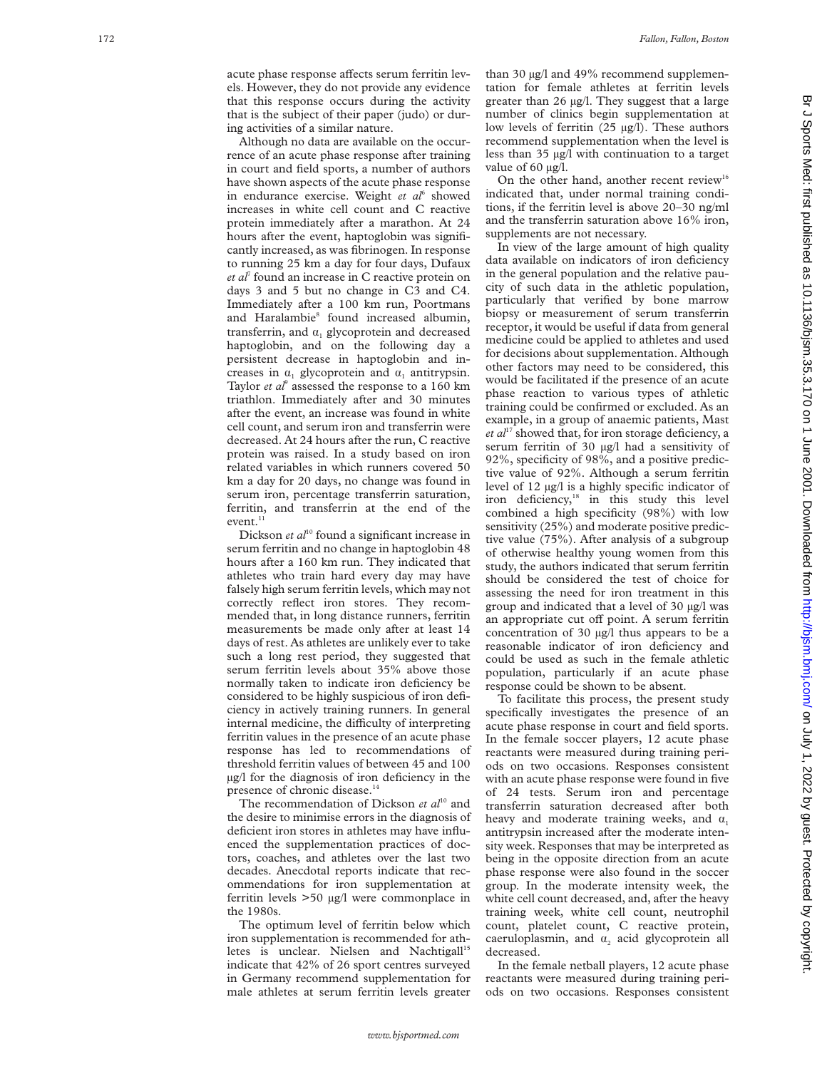acute phase response affects serum ferritin levels. However, they do not provide any evidence that this response occurs during the activity that is the subject of their paper (judo) or during activities of a similar nature.

Although no data are available on the occurrence of an acute phase response after training in court and field sports, a number of authors have shown aspects of the acute phase response in endurance exercise. Weight *et al*[6] showed increases in white cell count and C reactive protein immediately after a marathon. At 24 hours after the event, haptoglobin was significantly increased, as was fibrinogen. In response to running 25 km a day for four days, Dufaux *et al*[7] found an increase in C reactive protein on days 3 and 5 but no change in C3 and C4. Immediately after a 100 km run, Poortmans and Haralambie[8] found increased albumin, transferrin, and $\alpha_1$ glycoprotein and decreased haptoglobin, and on the following day a persistent decrease in haptoglobin and increases in $\alpha_1$ glycoprotein and $\alpha_1$ antitrypsin. Taylor *et al*[9] assessed the response to a 160 km triathlon. Immediately after and 30 minutes after the event, an increase was found in white cell count, and serum iron and transferrin were decreased. At 24 hours after the run, C reactive protein was raised. In a study based on iron related variables in which runners covered 50 km a day for 20 days, no change was found in serum iron, percentage transferrin saturation, ferritin, and transferrin at the end of the event.[11]

Dickson *et al*[10] found a significant increase in serum ferritin and no change in haptoglobin 48 hours after a 160 km run. They indicated that athletes who train hard every day may have falsely high serum ferritin levels, which may not correctly reflect iron stores. They recommended that, in long distance runners, ferritin measurements be made only after at least 14 days of rest. As athletes are unlikely ever to take such a long rest period, they suggested that serum ferritin levels about 35% above those normally taken to indicate iron deficiency be considered to be highly suspicious of iron deficiency in actively training runners. In general internal medicine, the difficulty of interpreting ferritin values in the presence of an acute phase response has led to recommendations of threshold ferritin values of between 45 and 100 µg/l for the diagnosis of iron deficiency in the presence of chronic disease.[14]

The recommendation of Dickson *et al*[10] and the desire to minimise errors in the diagnosis of deficient iron stores in athletes may have influenced the supplementation practices of doctors, coaches, and athletes over the last two decades. Anecdotal reports indicate that recommendations for iron supplementation at ferritin levels >50 µg/l were commonplace in the 1980s.

The optimum level of ferritin below which iron supplementation is recommended for athletes is unclear. Nielsen and Nachtigall[15] indicate that 42% of 26 sport centres surveyed in Germany recommend supplementation for male athletes at serum ferritin levels greater than 30 µg/l and 49% recommend supplementation for female athletes at ferritin levels greater than 26 µg/l. They suggest that a large number of clinics begin supplementation at low levels of ferritin (25 µg/l). These authors recommend supplementation when the level is less than 35 µg/l with continuation to a target value of 60 µg/l.

On the other hand, another recent review[16] indicated that, under normal training conditions, if the ferritin level is above 20–30 ng/ml and the transferrin saturation above 16% iron, supplements are not necessary.

In view of the large amount of high quality data available on indicators of iron deficiency in the general population and the relative paucity of such data in the athletic population, particularly that verified by bone marrow biopsy or measurement of serum transferrin receptor, it would be useful if data from general medicine could be applied to athletes and used for decisions about supplementation. Although other factors may need to be considered, this would be facilitated if the presence of an acute phase reaction to various types of athletic training could be confirmed or excluded. As an example, in a group of anaemic patients, Mast *et al*[17] showed that, for iron storage deficiency, a serum ferritin of 30 µg/l had a sensitivity of 92%, specificity of 98%, and a positive predictive value of 92%. Although a serum ferritin level of 12 µg/l is a highly specific indicator of iron deficiency,[18] in this study this level combined a high specificity (98%) with low sensitivity (25%) and moderate positive predictive value (75%). After analysis of a subgroup of otherwise healthy young women from this study, the authors indicated that serum ferritin should be considered the test of choice for assessing the need for iron treatment in this group and indicated that a level of 30 µg/l was an appropriate cut off point. A serum ferritin concentration of 30 µg/l thus appears to be a reasonable indicator of iron deficiency and could be used as such in the female athletic population, particularly if an acute phase response could be shown to be absent.

To facilitate this process, the present study specifically investigates the presence of an acute phase response in court and field sports. In the female soccer players, 12 acute phase reactants were measured during training periods on two occasions. Responses consistent with an acute phase response were found in five of 24 tests. Serum iron and percentage transferrin saturation decreased after both heavy and moderate training weeks, and $\alpha_1$ antitrypsin increased after the moderate intensity week. Responses that may be interpreted as being in the opposite direction from an acute phase response were also found in the soccer group. In the moderate intensity week, the white cell count decreased, and, after the heavy training week, white cell count, neutrophil count, platelet count, C reactive protein, caeruloplasmin, and $\alpha_2$ acid glycoprotein all decreased.

In the female netball players, 12 acute phase reactants were measured during training periods on two occasions. Responses consistent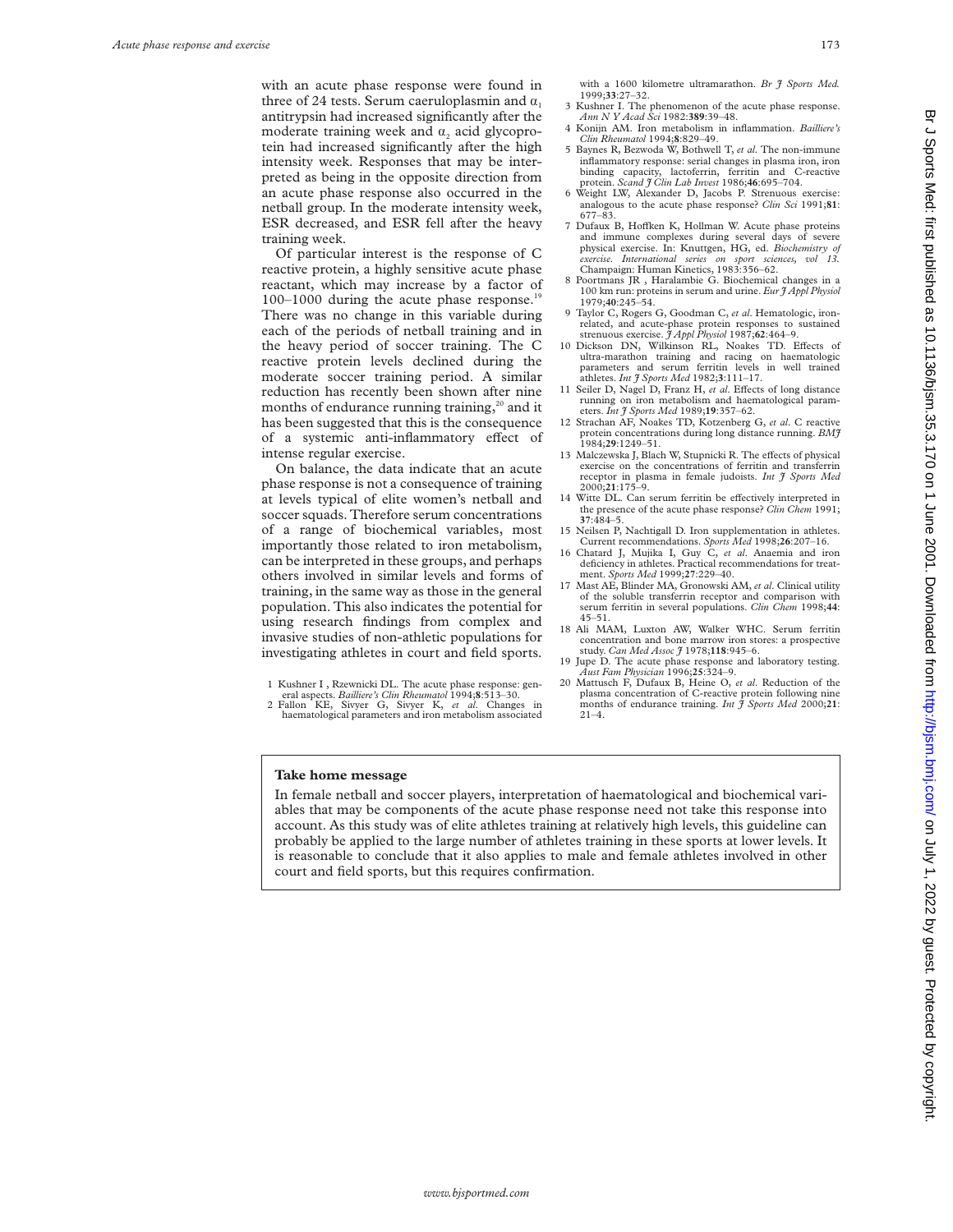with an acute phase response were found in three of 24 tests. Serum caeruloplasmin and $\alpha_1$ antitrypsin had increased significantly after the moderate training week and $\alpha_2$ acid glycoprotein had increased significantly after the high intensity week. Responses that may be interpreted as being in the opposite direction from an acute phase response also occurred in the netball group. In the moderate intensity week, ESR decreased, and ESR fell after the heavy training week.

Of particular interest is the response of C reactive protein, a highly sensitive acute phase reactant, which may increase by a factor of 100–1000 during the acute phase response.[19] There was no change in this variable during each of the periods of netball training and in the heavy period of soccer training. The C reactive protein levels declined during the moderate soccer training period. A similar reduction has recently been shown after nine months of endurance running training,[20] and it has been suggested that this is the consequence of a systemic anti-inflammatory effect of intense regular exercise.

On balance, the data indicate that an acute phase response is not a consequence of training at levels typical of elite women's netball and soccer squads. Therefore serum concentrations of a range of biochemical variables, most importantly those related to iron metabolism, can be interpreted in these groups, and perhaps others involved in similar levels and forms of training, in the same way as those in the general population. This also indicates the potential for using research findings from complex and invasive studies of non-athletic populations for investigating athletes in court and field sports.

1 Kushner I , Rzewnicki DL. The acute phase response: general aspects. *Bailliere's Clin Rheumatol* 1994;**8**:513–30.
2 Fallon KE, Sivyer G, Sivyer K, *et al*. Changes in haematological parameters and iron metabolism associated with a 1600 kilometre ultramarathon. *Br J Sports Med.* 1999;**33**:27–32.
3 Kushner I. The phenomenon of the acute phase response. *Ann N Y Acad Sci* 1982:**389**:39–48.
4 Konijn AM. Iron metabolism in inflammation. *Bailliere's Clin Rheumatol* 1994;**8**:829–49.
5 Baynes R, Bezwoda W, Bothwell T, *et al.* The non-immune inflammatory response: serial changes in plasma iron, iron binding capacity, lactoferrin, ferritin and C-reactive protein. *Scand J Clin Lab Invest* 1986;**46**:695–704.
6 Weight LW, Alexander D, Jacobs P. Strenuous exercise: analogous to the acute phase response? *Clin Sci* 1991;**81**: 677–83.
7 Dufaux B, Hoffken K, Hollman W. Acute phase proteins and immune complexes during several days of severe physical exercise. In: Knuttgen, HG, ed. *Biochemistry of exercise. International series on sport sciences, vol 13.* Champaign: Human Kinetics, 1983:356–62.
8 Poortmans JR , Haralambie G. Biochemical changes in a 100 km run: proteins in serum and urine. *Eur J Appl Physiol* 1979;**40**:245–54.
9 Taylor C, Rogers G, Goodman C, *et al*. Hematologic, iron-related, and acute-phase protein responses to sustained strenuous exercise. *J Appl Physiol* 1987;**62**:464–9.
10 Dickson DN, Wilkinson RL, Noakes TD. Effects of ultra-marathon training and racing on haematologic parameters and serum ferritin levels in well trained athletes. *Int J Sports Med* 1982;**3**:111–17.
11 Seiler D, Nagel D, Franz H, *et al*. Effects of long distance running on iron metabolism and haematological parameters. *Int J Sports Med* 1989;**19**:357–62.
12 Strachan AF, Noakes TD, Kotzenberg G, *et al*. C reactive protein concentrations during long distance running. *BMJ* 1984;**29**:1249–51.
13 Malczewska J, Blach W, Stupnicki R. The effects of physical exercise on the concentrations of ferritin and transferrin receptor in plasma in female judoists. *Int J Sports Med* 2000;**21**:175–9.
14 Witte DL. Can serum ferritin be effectively interpreted in the presence of the acute phase response? *Clin Chem* 1991; **37**:484–5.
15 Neilsen P, Nachtigall D. Iron supplementation in athletes. Current recommendations. *Sports Med* 1998;**26**:207–16.
16 Chatard J, Mujika I, Guy C, *et al*. Anaemia and iron deficiency in athletes. Practical recommendations for treatment. *Sports Med* 1999;**27**:229–40.
17 Mast AE, Blinder MA, Gronowski AM, *et al*. Clinical utility of the soluble transferrin receptor and comparison with serum ferritin in several populations. *Clin Chem* 1998;**44**: 45–51.
18 Ali MAM, Luxton AW, Walker WHC. Serum ferritin concentration and bone marrow iron stores: a prospective study. *Can Med Assoc J* 1978;**118**:945–6.
19 Jupe D. The acute phase response and laboratory testing. *Aust Fam Physician* 1996;**25**:324–9.
20 Mattusch F, Dufaux B, Heine O, *et al*. Reduction of the plasma concentration of C-reactive protein following nine months of endurance training. *Int J Sports Med* 2000;**21**: 21–4.

**Take home message**

In female netball and soccer players, interpretation of haematological and biochemical variables that may be components of the acute phase response need not take this response into account. As this study was of elite athletes training at relatively high levels, this guideline can probably be applied to the large number of athletes training in these sports at lower levels. It is reasonable to conclude that it also applies to male and female athletes involved in other court and field sports, but this requires confirmation.